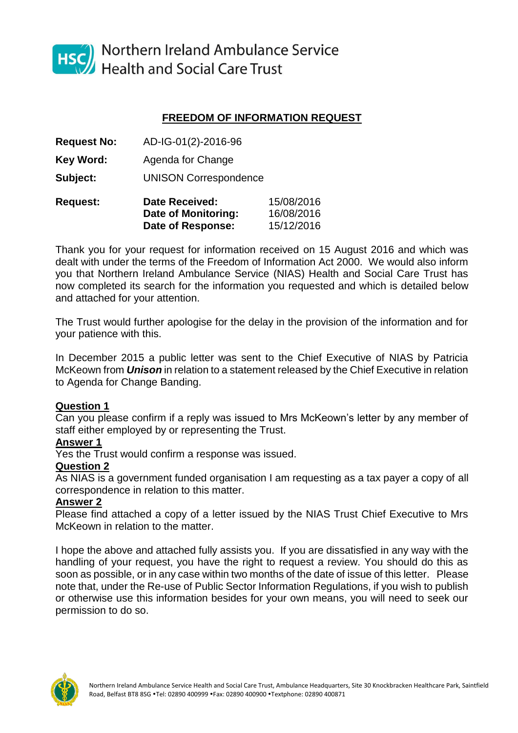Northern Ireland Ambulance Service
Health and Social Care Trust

## FREEDOM OF INFORMATION REQUEST

**Request No:** AD-IG-01(2)-2016-96

**Key Word:** Agenda for Change

**Subject:** UNISON Correspondence

**Request:**

| | |
|---|---|
| **Date Received:** | 15/08/2016 |
| **Date of Monitoring:** | 16/08/2016 |
| **Date of Response:** | 15/12/2016 |

Thank you for your request for information received on 15 August 2016 and which was dealt with under the terms of the Freedom of Information Act 2000. We would also inform you that Northern Ireland Ambulance Service (NIAS) Health and Social Care Trust has now completed its search for the information you requested and which is detailed below and attached for your attention.

The Trust would further apologise for the delay in the provision of the information and for your patience with this.

In December 2015 a public letter was sent to the Chief Executive of NIAS by Patricia McKeown from ***Unison*** in relation to a statement released by the Chief Executive in relation to Agenda for Change Banding.

**Question 1**

Can you please confirm if a reply was issued to Mrs McKeown's letter by any member of staff either employed by or representing the Trust.

**Answer 1**

Yes the Trust would confirm a response was issued.

**Question 2**

As NIAS is a government funded organisation I am requesting as a tax payer a copy of all correspondence in relation to this matter.

**Answer 2**

Please find attached a copy of a letter issued by the NIAS Trust Chief Executive to Mrs McKeown in relation to the matter.

I hope the above and attached fully assists you. If you are dissatisfied in any way with the handling of your request, you have the right to request a review. You should do this as soon as possible, or in any case within two months of the date of issue of this letter. Please note that, under the Re-use of Public Sector Information Regulations, if you wish to publish or otherwise use this information besides for your own means, you will need to seek our permission to do so.

Northern Ireland Ambulance Service Health and Social Care Trust, Ambulance Headquarters, Site 30 Knockbracken Healthcare Park, Saintfield Road, Belfast BT8 8SG •Tel: 02890 400999 •Fax: 02890 400900 •Textphone: 02890 400871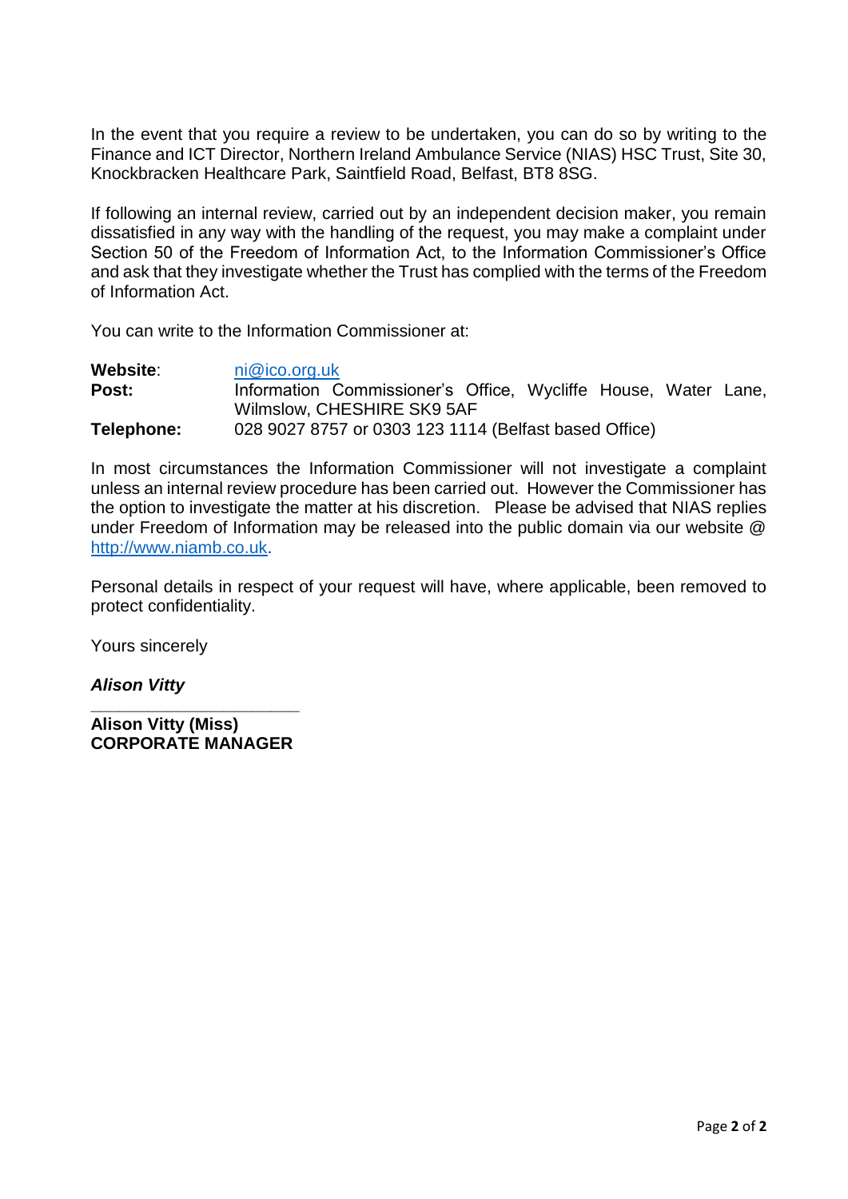In the event that you require a review to be undertaken, you can do so by writing to the Finance and ICT Director, Northern Ireland Ambulance Service (NIAS) HSC Trust, Site 30, Knockbracken Healthcare Park, Saintfield Road, Belfast, BT8 8SG.

If following an internal review, carried out by an independent decision maker, you remain dissatisfied in any way with the handling of the request, you may make a complaint under Section 50 of the Freedom of Information Act, to the Information Commissioner's Office and ask that they investigate whether the Trust has complied with the terms of the Freedom of Information Act.

You can write to the Information Commissioner at:

| | |
|---|---|
| **Website**: | ni@ico.org.uk |
| **Post:** | Information Commissioner's Office, Wycliffe House, Water Lane, Wilmslow, CHESHIRE SK9 5AF |
| **Telephone:** | 028 9027 8757 or 0303 123 1114 (Belfast based Office) |

In most circumstances the Information Commissioner will not investigate a complaint unless an internal review procedure has been carried out. However the Commissioner has the option to investigate the matter at his discretion. Please be advised that NIAS replies under Freedom of Information may be released into the public domain via our website @ http://www.niamb.co.uk.

Personal details in respect of your request will have, where applicable, been removed to protect confidentiality.

Yours sincerely

***Alison Vitty***

______________________

**Alison Vitty (Miss)**
**CORPORATE MANAGER**